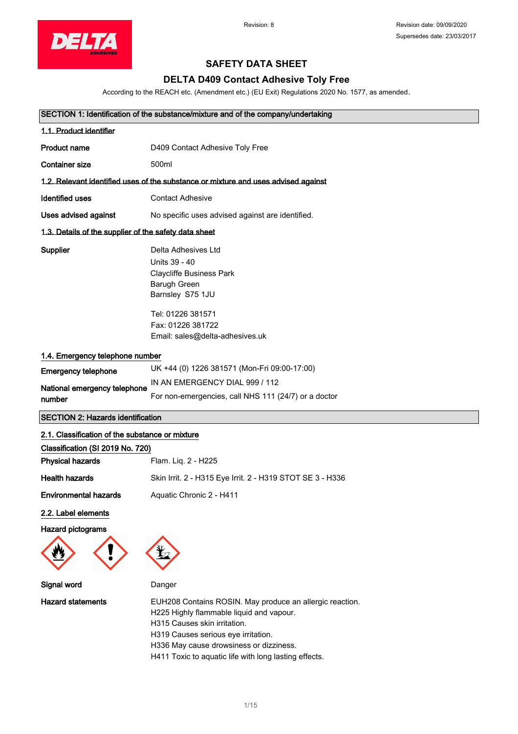Revision: 8

Revision date: 09/09/2020

Supersedes date: 23/03/2017

# SAFETY DATA SHEET

## DELTA D409 Contact Adhesive Toly Free

According to the REACH etc. (Amendment etc.) (EU Exit) Regulations 2020 No. 1577, as amended.

## SECTION 1: Identification of the substance/mixture and of the company/undertaking

### 1.1. Product identifier

| | |
|---|---|
| **Product name** | D409 Contact Adhesive Toly Free |
| **Container size** | 500ml |

### 1.2. Relevant identified uses of the substance or mixture and uses advised against

| | |
|---|---|
| **Identified uses** | Contact Adhesive |
| **Uses advised against** | No specific uses advised against are identified. |

### 1.3. Details of the supplier of the safety data sheet

**Supplier**

Delta Adhesives Ltd
Units 39 - 40
Claycliffe Business Park
Barugh Green
Barnsley S75 1JU

Tel: 01226 381571
Fax: 01226 381722
Email: sales@delta-adhesives.uk

### 1.4. Emergency telephone number

| | |
|---|---|
| **Emergency telephone** | UK +44 (0) 1226 381571 (Mon-Fri 09:00-17:00) |
| **National emergency telephone number** | IN AN EMERGENCY DIAL 999 / 112<br>For non-emergencies, call NHS 111 (24/7) or a doctor |

## SECTION 2: Hazards identification

### 2.1. Classification of the substance or mixture

**Classification (SI 2019 No. 720)**

| | |
|---|---|
| **Physical hazards** | Flam. Liq. 2 - H225 |
| **Health hazards** | Skin Irrit. 2 - H315 Eye Irrit. 2 - H319 STOT SE 3 - H336 |
| **Environmental hazards** | Aquatic Chronic 2 - H411 |

### 2.2. Label elements

**Hazard pictograms**

| | |
|---|---|
| **Signal word** | Danger |
| **Hazard statements** | EUH208 Contains ROSIN. May produce an allergic reaction.<br>H225 Highly flammable liquid and vapour.<br>H315 Causes skin irritation.<br>H319 Causes serious eye irritation.<br>H336 May cause drowsiness or dizziness.<br>H411 Toxic to aquatic life with long lasting effects. |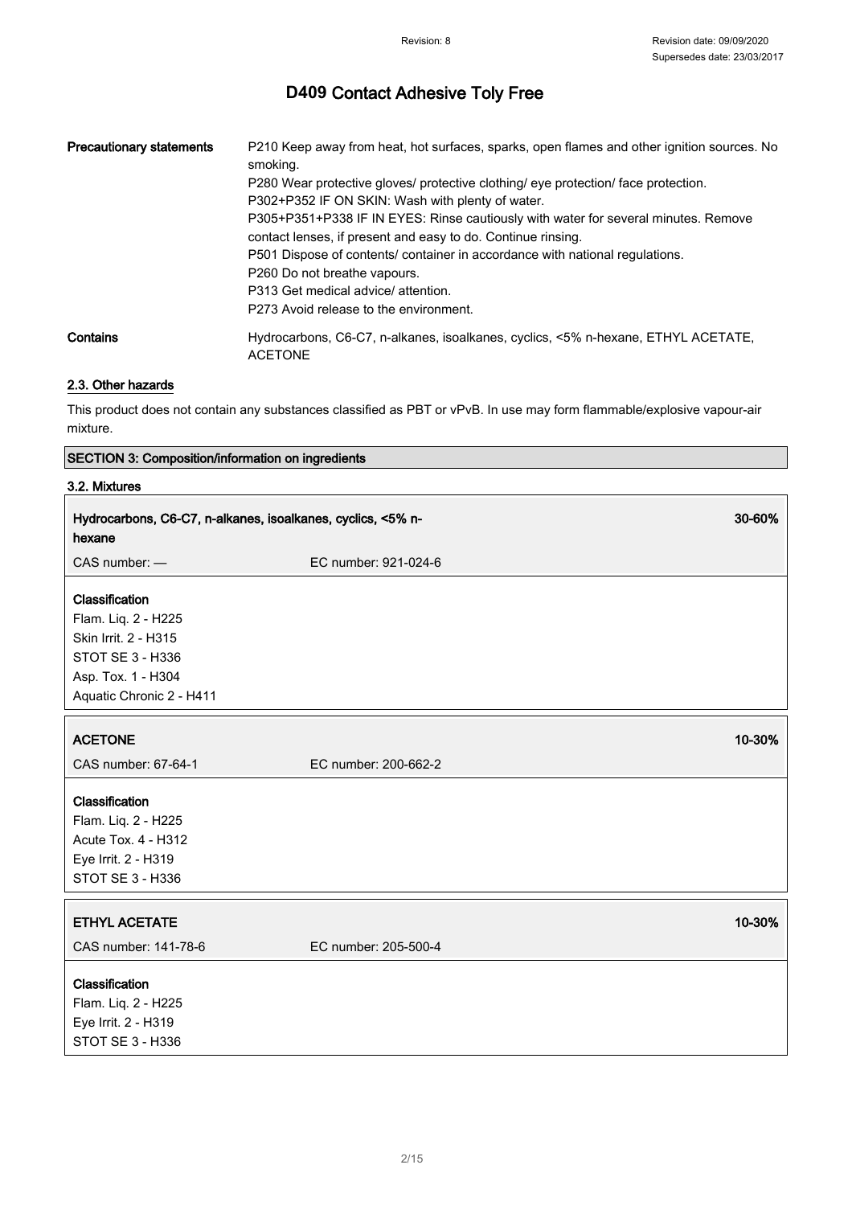| | |
|---|---|
| **Precautionary statements** | P210 Keep away from heat, hot surfaces, sparks, open flames and other ignition sources. No smoking.<br>P280 Wear protective gloves/ protective clothing/ eye protection/ face protection.<br>P302+P352 IF ON SKIN: Wash with plenty of water.<br>P305+P351+P338 IF IN EYES: Rinse cautiously with water for several minutes. Remove contact lenses, if present and easy to do. Continue rinsing.<br>P501 Dispose of contents/ container in accordance with national regulations.<br>P260 Do not breathe vapours.<br>P313 Get medical advice/ attention.<br>P273 Avoid release to the environment. |
| **Contains** | Hydrocarbons, C6-C7, n-alkanes, isoalkanes, cyclics, <5% n-hexane, ETHYL ACETATE, ACETONE |

### 2.3. Other hazards

This product does not contain any substances classified as PBT or vPvB. In use may form flammable/explosive vapour-air mixture.

## SECTION 3: Composition/information on ingredients

### 3.2. Mixtures

| **Hydrocarbons, C6-C7, n-alkanes, isoalkanes, cyclics, <5% n-hexane** | | **30-60%** |
|---|---|---|
| CAS number: — | EC number: 921-024-6 | |

**Classification**
Flam. Liq. 2 - H225
Skin Irrit. 2 - H315
STOT SE 3 - H336
Asp. Tox. 1 - H304
Aquatic Chronic 2 - H411

| **ACETONE** | | **10-30%** |
|---|---|---|
| CAS number: 67-64-1 | EC number: 200-662-2 | |

**Classification**
Flam. Liq. 2 - H225
Acute Tox. 4 - H312
Eye Irrit. 2 - H319
STOT SE 3 - H336

| **ETHYL ACETATE** | | **10-30%** |
|---|---|---|
| CAS number: 141-78-6 | EC number: 205-500-4 | |

**Classification**
Flam. Liq. 2 - H225
Eye Irrit. 2 - H319
STOT SE 3 - H336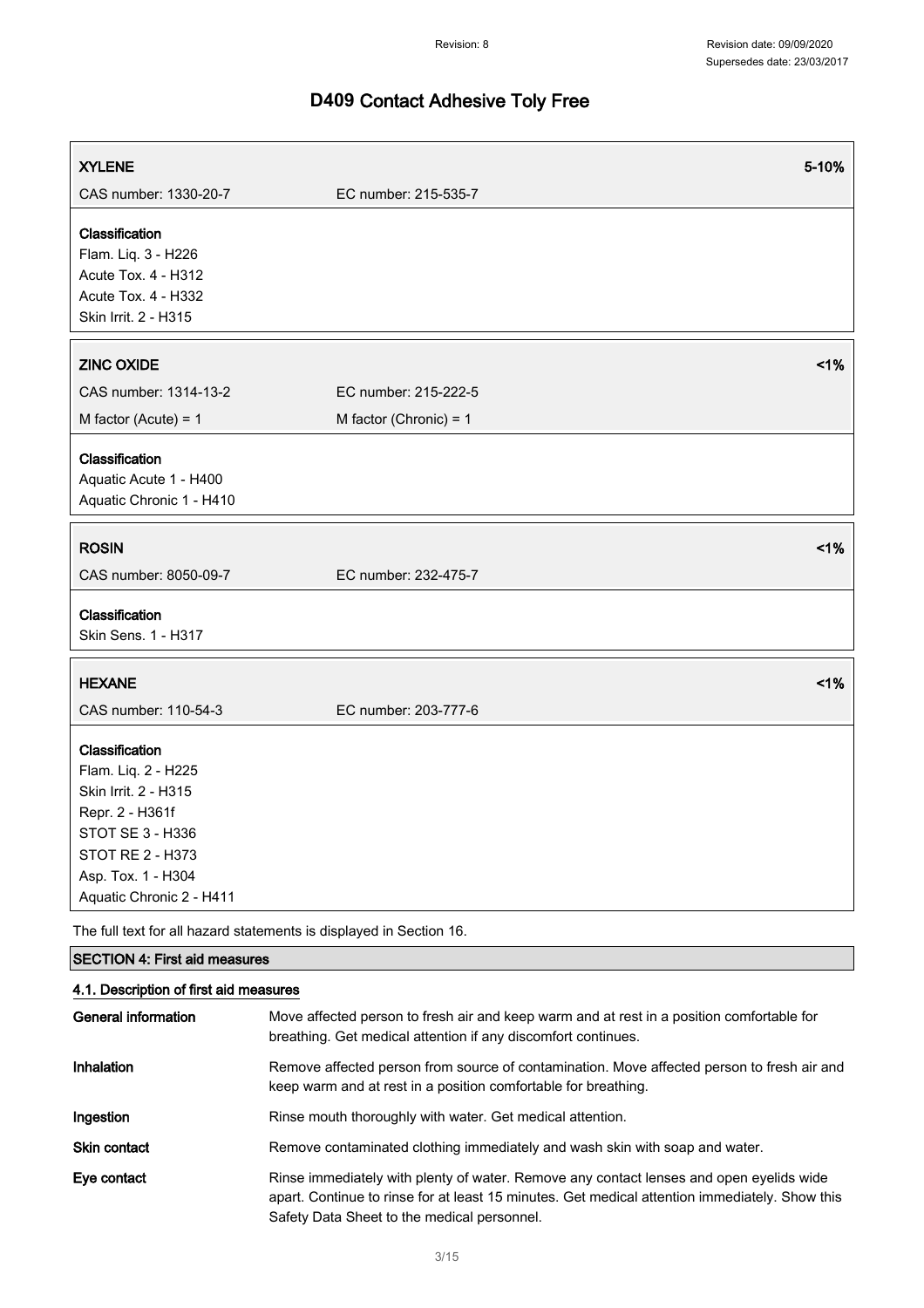| **XYLENE** | | **5-10%** |
|---|---|---|
| CAS number: 1330-20-7 | EC number: 215-535-7 | |

**Classification**
Flam. Liq. 3 - H226
Acute Tox. 4 - H312
Acute Tox. 4 - H332
Skin Irrit. 2 - H315

| **ZINC OXIDE** | | **<1%** |
|---|---|---|
| CAS number: 1314-13-2 | EC number: 215-222-5 | |
| M factor (Acute) = 1 | M factor (Chronic) = 1 | |

**Classification**
Aquatic Acute 1 - H400
Aquatic Chronic 1 - H410

| **ROSIN** | | **<1%** |
|---|---|---|
| CAS number: 8050-09-7 | EC number: 232-475-7 | |

**Classification**
Skin Sens. 1 - H317

| **HEXANE** | | **<1%** |
|---|---|---|
| CAS number: 110-54-3 | EC number: 203-777-6 | |

**Classification**
Flam. Liq. 2 - H225
Skin Irrit. 2 - H315
Repr. 2 - H361f
STOT SE 3 - H336
STOT RE 2 - H373
Asp. Tox. 1 - H304
Aquatic Chronic 2 - H411

The full text for all hazard statements is displayed in Section 16.

## SECTION 4: First aid measures

### 4.1. Description of first aid measures

**General information** Move affected person to fresh air and keep warm and at rest in a position comfortable for breathing. Get medical attention if any discomfort continues.

**Inhalation** Remove affected person from source of contamination. Move affected person to fresh air and keep warm and at rest in a position comfortable for breathing.

**Ingestion** Rinse mouth thoroughly with water. Get medical attention.

**Skin contact** Remove contaminated clothing immediately and wash skin with soap and water.

**Eye contact** Rinse immediately with plenty of water. Remove any contact lenses and open eyelids wide apart. Continue to rinse for at least 15 minutes. Get medical attention immediately. Show this Safety Data Sheet to the medical personnel.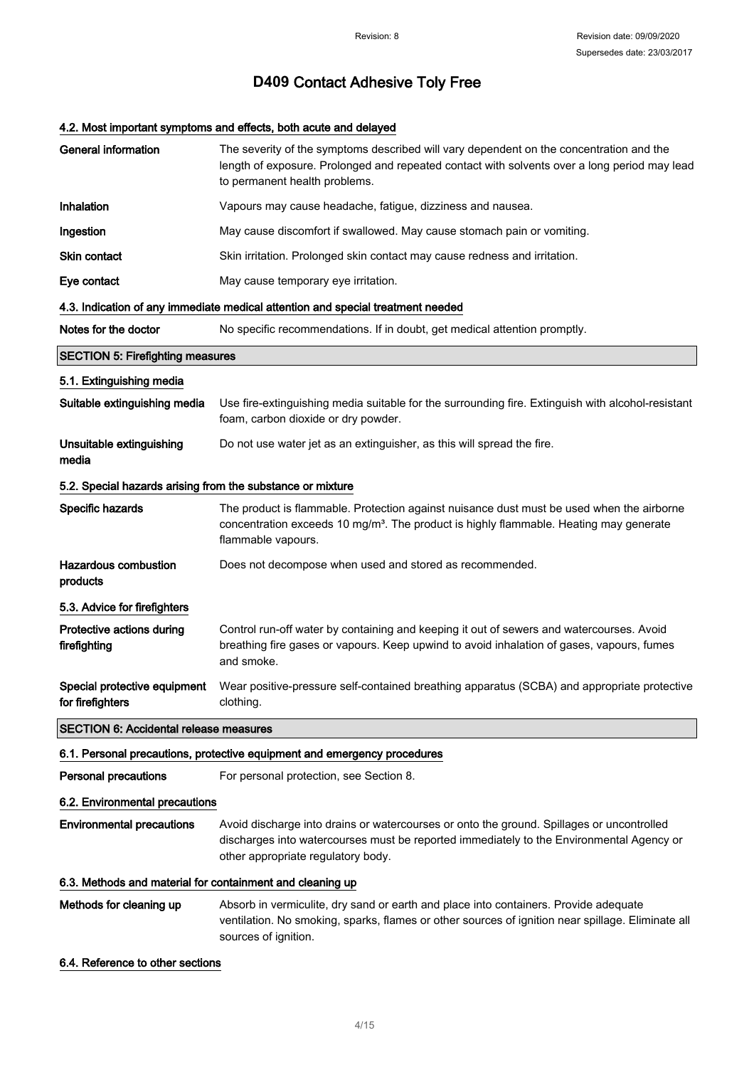#### 4.2. Most important symptoms and effects, both acute and delayed

| | |
|---|---|
| **General information** | The severity of the symptoms described will vary dependent on the concentration and the length of exposure. Prolonged and repeated contact with solvents over a long period may lead to permanent health problems. |
| **Inhalation** | Vapours may cause headache, fatigue, dizziness and nausea. |
| **Ingestion** | May cause discomfort if swallowed. May cause stomach pain or vomiting. |
| **Skin contact** | Skin irritation. Prolonged skin contact may cause redness and irritation. |
| **Eye contact** | May cause temporary eye irritation. |

#### 4.3. Indication of any immediate medical attention and special treatment needed

| | |
|---|---|
| **Notes for the doctor** | No specific recommendations. If in doubt, get medical attention promptly. |

## SECTION 5: Firefighting measures

#### 5.1. Extinguishing media

| | |
|---|---|
| **Suitable extinguishing media** | Use fire-extinguishing media suitable for the surrounding fire. Extinguish with alcohol-resistant foam, carbon dioxide or dry powder. |
| **Unsuitable extinguishing media** | Do not use water jet as an extinguisher, as this will spread the fire. |

#### 5.2. Special hazards arising from the substance or mixture

| | |
|---|---|
| **Specific hazards** | The product is flammable. Protection against nuisance dust must be used when the airborne concentration exceeds 10 mg/m³. The product is highly flammable. Heating may generate flammable vapours. |
| **Hazardous combustion products** | Does not decompose when used and stored as recommended. |

#### 5.3. Advice for firefighters

| | |
|---|---|
| **Protective actions during firefighting** | Control run-off water by containing and keeping it out of sewers and watercourses. Avoid breathing fire gases or vapours. Keep upwind to avoid inhalation of gases, vapours, fumes and smoke. |
| **Special protective equipment for firefighters** | Wear positive-pressure self-contained breathing apparatus (SCBA) and appropriate protective clothing. |

## SECTION 6: Accidental release measures

#### 6.1. Personal precautions, protective equipment and emergency procedures

| | |
|---|---|
| **Personal precautions** | For personal protection, see Section 8. |

#### 6.2. Environmental precautions

| | |
|---|---|
| **Environmental precautions** | Avoid discharge into drains or watercourses or onto the ground. Spillages or uncontrolled discharges into watercourses must be reported immediately to the Environmental Agency or other appropriate regulatory body. |

#### 6.3. Methods and material for containment and cleaning up

| | |
|---|---|
| **Methods for cleaning up** | Absorb in vermiculite, dry sand or earth and place into containers. Provide adequate ventilation. No smoking, sparks, flames or other sources of ignition near spillage. Eliminate all sources of ignition. |

#### 6.4. Reference to other sections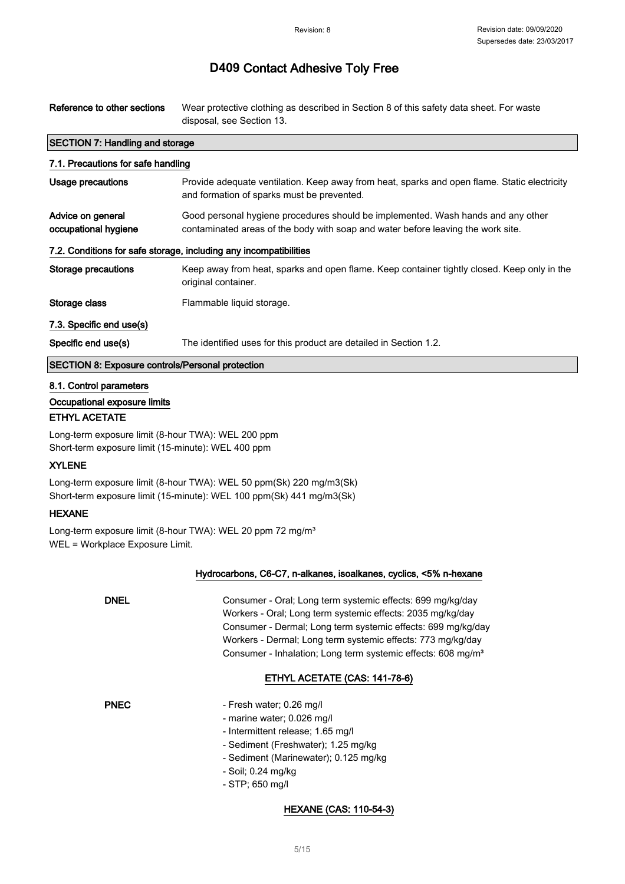# D409 Contact Adhesive Toly Free

| | |
|---|---|
| **Reference to other sections** | Wear protective clothing as described in Section 8 of this safety data sheet. For waste disposal, see Section 13. |

## SECTION 7: Handling and storage

### 7.1. Precautions for safe handling

| | |
|---|---|
| **Usage precautions** | Provide adequate ventilation. Keep away from heat, sparks and open flame. Static electricity and formation of sparks must be prevented. |
| **Advice on general occupational hygiene** | Good personal hygiene procedures should be implemented. Wash hands and any other contaminated areas of the body with soap and water before leaving the work site. |

### 7.2. Conditions for safe storage, including any incompatibilities

| | |
|---|---|
| **Storage precautions** | Keep away from heat, sparks and open flame. Keep container tightly closed. Keep only in the original container. |
| **Storage class** | Flammable liquid storage. |

### 7.3. Specific end use(s)

| | |
|---|---|
| **Specific end use(s)** | The identified uses for this product are detailed in Section 1.2. |

## SECTION 8: Exposure controls/Personal protection

### 8.1. Control parameters

**Occupational exposure limits**

**ETHYL ACETATE**

Long-term exposure limit (8-hour TWA): WEL 200 ppm
Short-term exposure limit (15-minute): WEL 400 ppm

**XYLENE**

Long-term exposure limit (8-hour TWA): WEL 50 ppm(Sk) 220 mg/m3(Sk)
Short-term exposure limit (15-minute): WEL 100 ppm(Sk) 441 mg/m3(Sk)

**HEXANE**

Long-term exposure limit (8-hour TWA): WEL 20 ppm 72 mg/m³
WEL = Workplace Exposure Limit.

**Hydrocarbons, C6-C7, n-alkanes, isoalkanes, cyclics, <5% n-hexane**

**DNEL**

Consumer - Oral; Long term systemic effects: 699 mg/kg/day
Workers - Oral; Long term systemic effects: 2035 mg/kg/day
Consumer - Dermal; Long term systemic effects: 699 mg/kg/day
Workers - Dermal; Long term systemic effects: 773 mg/kg/day
Consumer - Inhalation; Long term systemic effects: 608 mg/m³

**ETHYL ACETATE (CAS: 141-78-6)**

**PNEC**

- Fresh water; 0.26 mg/l
- marine water; 0.026 mg/l
- Intermittent release; 1.65 mg/l
- Sediment (Freshwater); 1.25 mg/kg
- Sediment (Marinewater); 0.125 mg/kg
- Soil; 0.24 mg/kg
- STP; 650 mg/l

**HEXANE (CAS: 110-54-3)**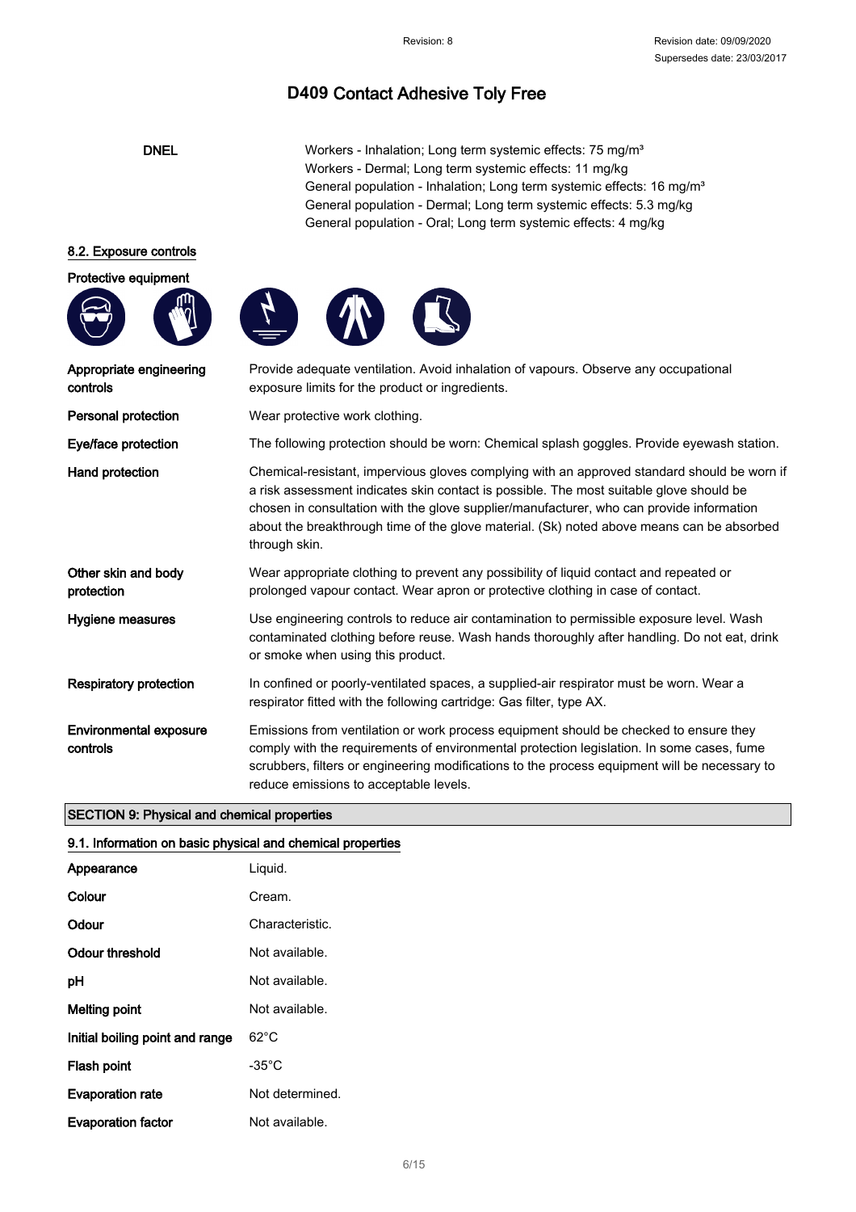| | |
|---|---|
| **DNEL** | Workers - Inhalation; Long term systemic effects: 75 mg/m³<br>Workers - Dermal; Long term systemic effects: 11 mg/kg<br>General population - Inhalation; Long term systemic effects: 16 mg/m³<br>General population - Dermal; Long term systemic effects: 5.3 mg/kg<br>General population - Oral; Long term systemic effects: 4 mg/kg |

### 8.2. Exposure controls

**Protective equipment**

| | |
|---|---|
| **Appropriate engineering controls** | Provide adequate ventilation. Avoid inhalation of vapours. Observe any occupational exposure limits for the product or ingredients. |
| **Personal protection** | Wear protective work clothing. |
| **Eye/face protection** | The following protection should be worn: Chemical splash goggles. Provide eyewash station. |
| **Hand protection** | Chemical-resistant, impervious gloves complying with an approved standard should be worn if a risk assessment indicates skin contact is possible. The most suitable glove should be chosen in consultation with the glove supplier/manufacturer, who can provide information about the breakthrough time of the glove material. (Sk) noted above means can be absorbed through skin. |
| **Other skin and body protection** | Wear appropriate clothing to prevent any possibility of liquid contact and repeated or prolonged vapour contact. Wear apron or protective clothing in case of contact. |
| **Hygiene measures** | Use engineering controls to reduce air contamination to permissible exposure level. Wash contaminated clothing before reuse. Wash hands thoroughly after handling. Do not eat, drink or smoke when using this product. |
| **Respiratory protection** | In confined or poorly-ventilated spaces, a supplied-air respirator must be worn. Wear a respirator fitted with the following cartridge: Gas filter, type AX. |
| **Environmental exposure controls** | Emissions from ventilation or work process equipment should be checked to ensure they comply with the requirements of environmental protection legislation. In some cases, fume scrubbers, filters or engineering modifications to the process equipment will be necessary to reduce emissions to acceptable levels. |

## SECTION 9: Physical and chemical properties

### 9.1. Information on basic physical and chemical properties

| | |
|---|---|
| **Appearance** | Liquid. |
| **Colour** | Cream. |
| **Odour** | Characteristic. |
| **Odour threshold** | Not available. |
| **pH** | Not available. |
| **Melting point** | Not available. |
| **Initial boiling point and range** | 62°C |
| **Flash point** | -35°C |
| **Evaporation rate** | Not determined. |
| **Evaporation factor** | Not available. |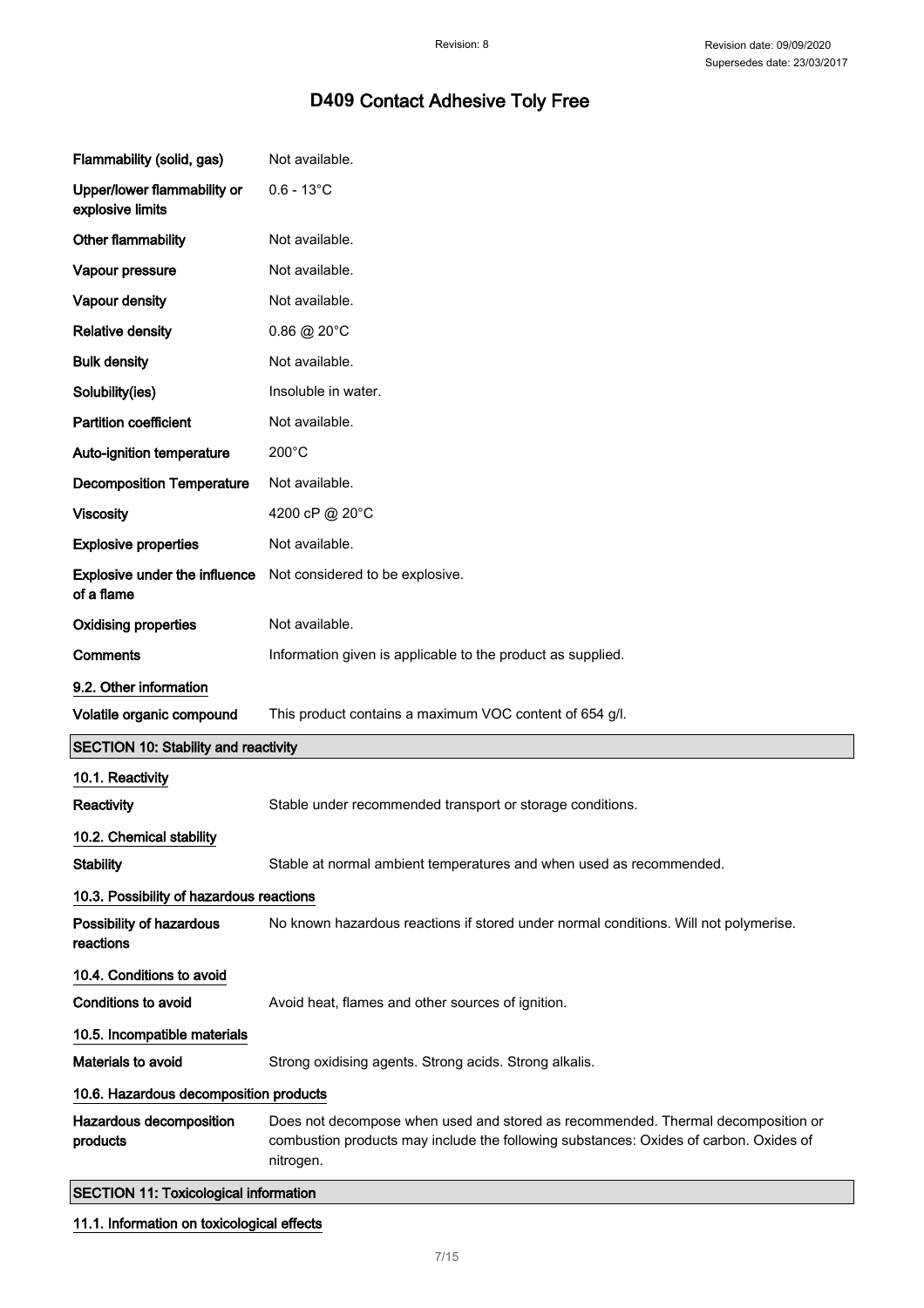| | |
|---|---|
| **Flammability (solid, gas)** | Not available. |
| **Upper/lower flammability or explosive limits** | 0.6 - 13°C |
| **Other flammability** | Not available. |
| **Vapour pressure** | Not available. |
| **Vapour density** | Not available. |
| **Relative density** | 0.86 @ 20°C |
| **Bulk density** | Not available. |
| **Solubility(ies)** | Insoluble in water. |
| **Partition coefficient** | Not available. |
| **Auto-ignition temperature** | 200°C |
| **Decomposition Temperature** | Not available. |
| **Viscosity** | 4200 cP @ 20°C |
| **Explosive properties** | Not available. |
| **Explosive under the influence of a flame** | Not considered to be explosive. |
| **Oxidising properties** | Not available. |
| **Comments** | Information given is applicable to the product as supplied. |

### 9.2. Other information

**Volatile organic compound** This product contains a maximum VOC content of 654 g/l.

## SECTION 10: Stability and reactivity

### 10.1. Reactivity

**Reactivity** Stable under recommended transport or storage conditions.

### 10.2. Chemical stability

**Stability** Stable at normal ambient temperatures and when used as recommended.

### 10.3. Possibility of hazardous reactions

**Possibility of hazardous reactions** No known hazardous reactions if stored under normal conditions. Will not polymerise.

### 10.4. Conditions to avoid

**Conditions to avoid** Avoid heat, flames and other sources of ignition.

### 10.5. Incompatible materials

**Materials to avoid** Strong oxidising agents. Strong acids. Strong alkalis.

### 10.6. Hazardous decomposition products

**Hazardous decomposition products** Does not decompose when used and stored as recommended. Thermal decomposition or combustion products may include the following substances: Oxides of carbon. Oxides of nitrogen.

## SECTION 11: Toxicological information

### 11.1. Information on toxicological effects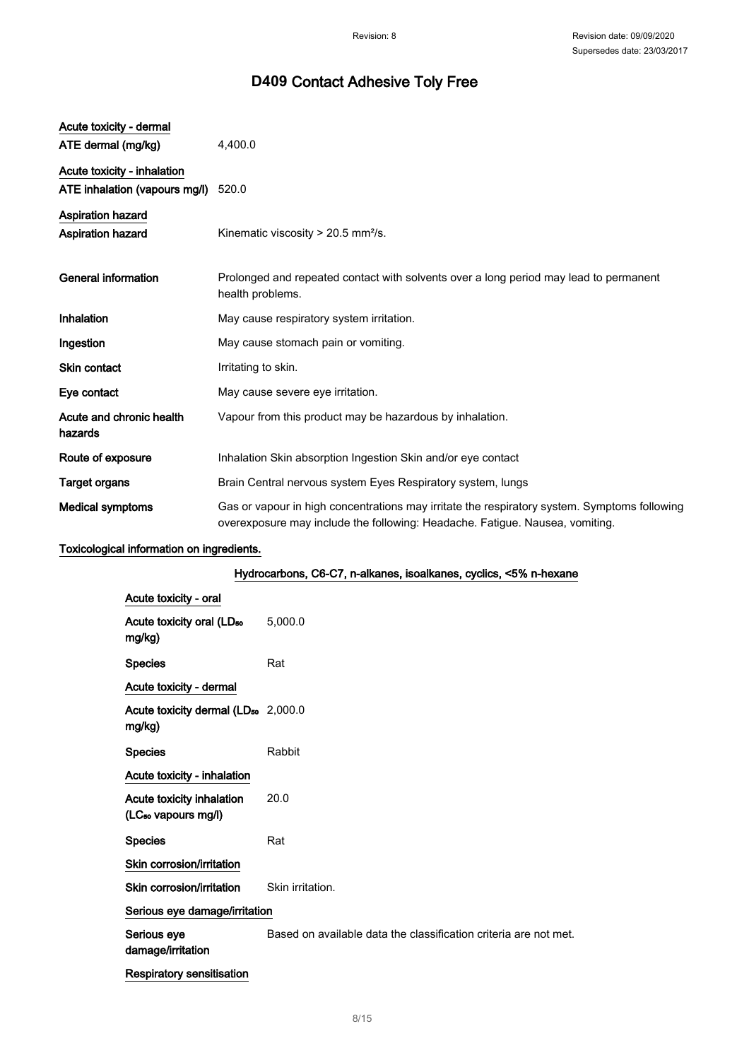# D409 Contact Adhesive Toly Free

**Acute toxicity - dermal**

| | |
|---|---|
| **ATE dermal (mg/kg)** | 4,400.0 |

**Acute toxicity - inhalation**

| | |
|---|---|
| **ATE inhalation (vapours mg/l)** | 520.0 |

**Aspiration hazard**

| | |
|---|---|
| **Aspiration hazard** | Kinematic viscosity > 20.5 mm²/s. |

| | |
|---|---|
| **General information** | Prolonged and repeated contact with solvents over a long period may lead to permanent health problems. |
| **Inhalation** | May cause respiratory system irritation. |
| **Ingestion** | May cause stomach pain or vomiting. |
| **Skin contact** | Irritating to skin. |
| **Eye contact** | May cause severe eye irritation. |
| **Acute and chronic health hazards** | Vapour from this product may be hazardous by inhalation. |
| **Route of exposure** | Inhalation Skin absorption Ingestion Skin and/or eye contact |
| **Target organs** | Brain Central nervous system Eyes Respiratory system, lungs |
| **Medical symptoms** | Gas or vapour in high concentrations may irritate the respiratory system. Symptoms following overexposure may include the following: Headache. Fatigue. Nausea, vomiting. |

**Toxicological information on ingredients.**

**Hydrocarbons, C6-C7, n-alkanes, isoalkanes, cyclics, <5% n-hexane**

**Acute toxicity - oral**

| | |
|---|---|
| **Acute toxicity oral ($LD_{50}$ mg/kg)** | 5,000.0 |
| **Species** | Rat |

**Acute toxicity - dermal**

| | |
|---|---|
| **Acute toxicity dermal ($LD_{50}$ mg/kg)** | 2,000.0 |
| **Species** | Rabbit |

**Acute toxicity - inhalation**

| | |
|---|---|
| **Acute toxicity inhalation ($LC_{50}$ vapours mg/l)** | 20.0 |
| **Species** | Rat |

**Skin corrosion/irritation**

| | |
|---|---|
| **Skin corrosion/irritation** | Skin irritation. |

**Serious eye damage/irritation**

| | |
|---|---|
| **Serious eye damage/irritation** | Based on available data the classification criteria are not met. |

**Respiratory sensitisation**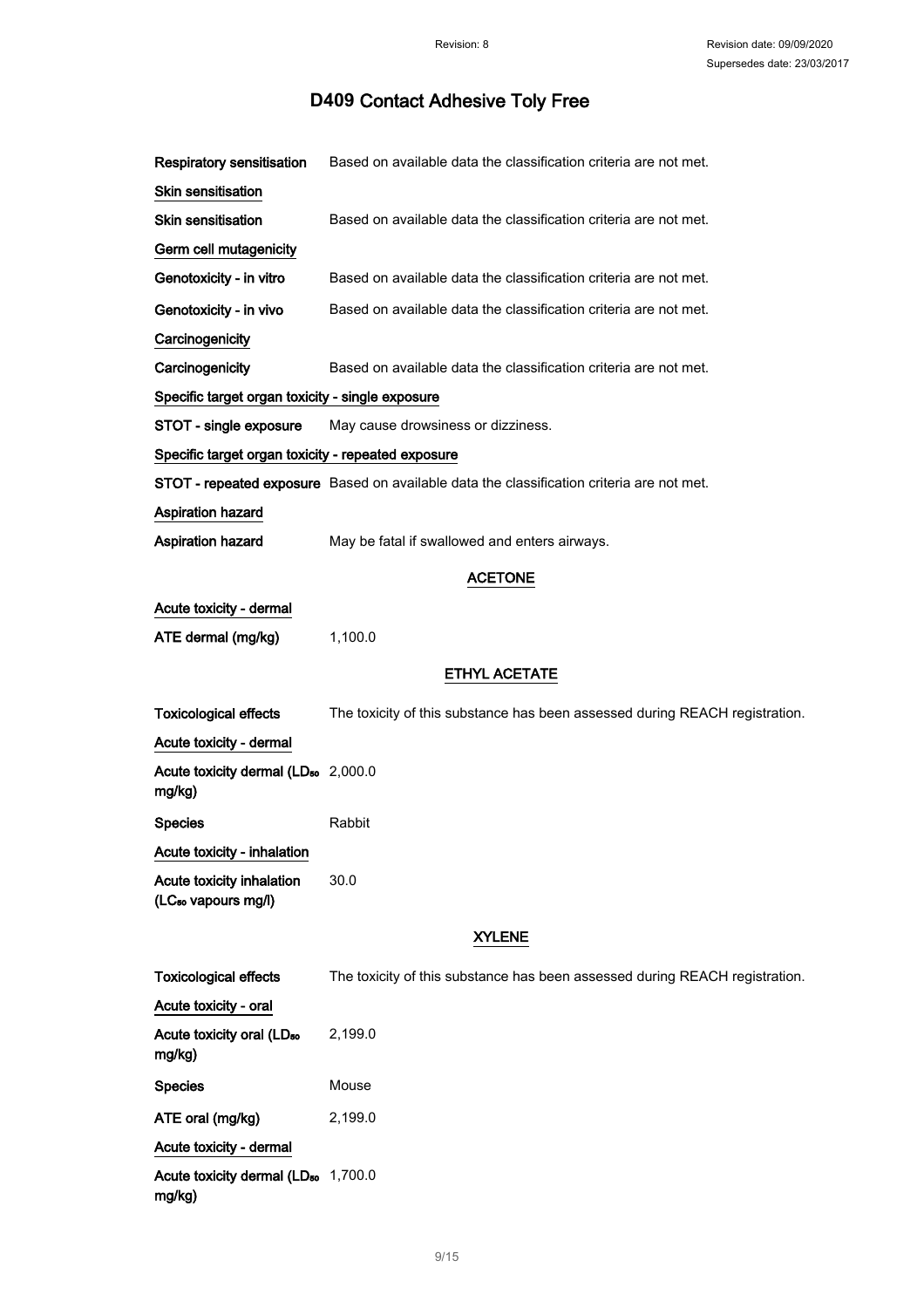**Respiratory sensitisation** Based on available data the classification criteria are not met.

**Skin sensitisation**

**Skin sensitisation** Based on available data the classification criteria are not met.

**Germ cell mutagenicity**

**Genotoxicity - in vitro** Based on available data the classification criteria are not met.

**Genotoxicity - in vivo** Based on available data the classification criteria are not met.

**Carcinogenicity**

**Carcinogenicity** Based on available data the classification criteria are not met.

**Specific target organ toxicity - single exposure**

**STOT - single exposure** May cause drowsiness or dizziness.

**Specific target organ toxicity - repeated exposure**

**STOT - repeated exposure** Based on available data the classification criteria are not met.

**Aspiration hazard**

**Aspiration hazard** May be fatal if swallowed and enters airways.

## ACETONE

**Acute toxicity - dermal**

**ATE dermal (mg/kg)** 1,100.0

## ETHYL ACETATE

**Toxicological effects** The toxicity of this substance has been assessed during REACH registration.

**Acute toxicity - dermal**

**Acute toxicity dermal ($LD_{50}$ mg/kg)** 2,000.0

**Species** Rabbit

**Acute toxicity - inhalation**

**Acute toxicity inhalation ($LC_{50}$ vapours mg/l)** 30.0

## XYLENE

**Toxicological effects** The toxicity of this substance has been assessed during REACH registration.

**Acute toxicity - oral**

**Acute toxicity oral ($LD_{50}$ mg/kg)** 2,199.0

**Species** Mouse

**ATE oral (mg/kg)** 2,199.0

**Acute toxicity - dermal**

**Acute toxicity dermal ($LD_{50}$ mg/kg)** 1,700.0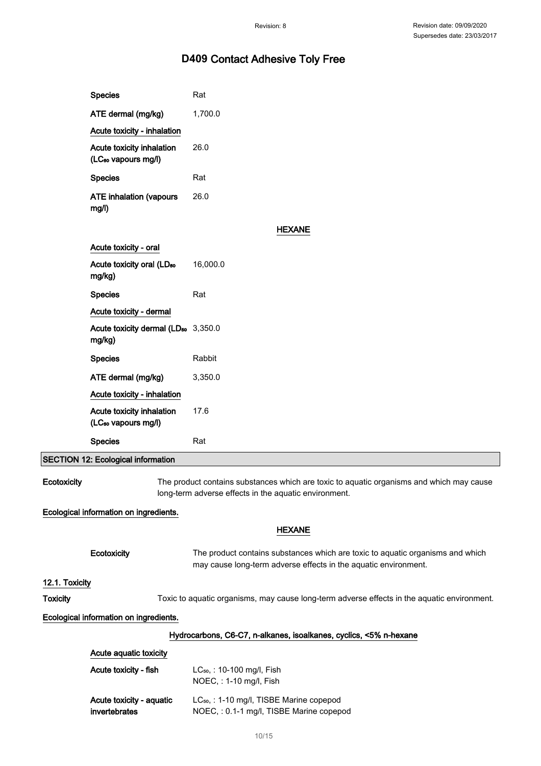| | |
|---|---|
| Species | Rat |
| ATE dermal (mg/kg) | 1,700.0 |
| **Acute toxicity - inhalation** | |
| Acute toxicity inhalation ($LC_{50}$ vapours mg/l) | 26.0 |
| Species | Rat |
| ATE inhalation (vapours mg/l) | 26.0 |

**HEXANE**

| | |
|---|---|
| **Acute toxicity - oral** | |
| Acute toxicity oral ($LD_{50}$ mg/kg) | 16,000.0 |
| Species | Rat |
| **Acute toxicity - dermal** | |
| Acute toxicity dermal ($LD_{50}$ mg/kg) | 3,350.0 |
| Species | Rabbit |
| ATE dermal (mg/kg) | 3,350.0 |
| **Acute toxicity - inhalation** | |
| Acute toxicity inhalation ($LC_{50}$ vapours mg/l) | 17.6 |
| Species | Rat |

## SECTION 12: Ecological information

**Ecotoxicity** The product contains substances which are toxic to aquatic organisms and which may cause long-term adverse effects in the aquatic environment.

**Ecological information on ingredients.**

**HEXANE**

**Ecotoxicity** The product contains substances which are toxic to aquatic organisms and which may cause long-term adverse effects in the aquatic environment.

### 12.1. Toxicity

**Toxicity** Toxic to aquatic organisms, may cause long-term adverse effects in the aquatic environment.

**Ecological information on ingredients.**

**Hydrocarbons, C6-C7, n-alkanes, isoalkanes, cyclics, <5% n-hexane**

| | |
|---|---|
| **Acute aquatic toxicity** | |
| Acute toxicity - fish | $LC_{50}$, : 10-100 mg/l, Fish<br>NOEC, : 1-10 mg/l, Fish |
| Acute toxicity - aquatic invertebrates | $LC_{50}$, : 1-10 mg/l, TISBE Marine copepod<br>NOEC, : 0.1-1 mg/l, TISBE Marine copepod |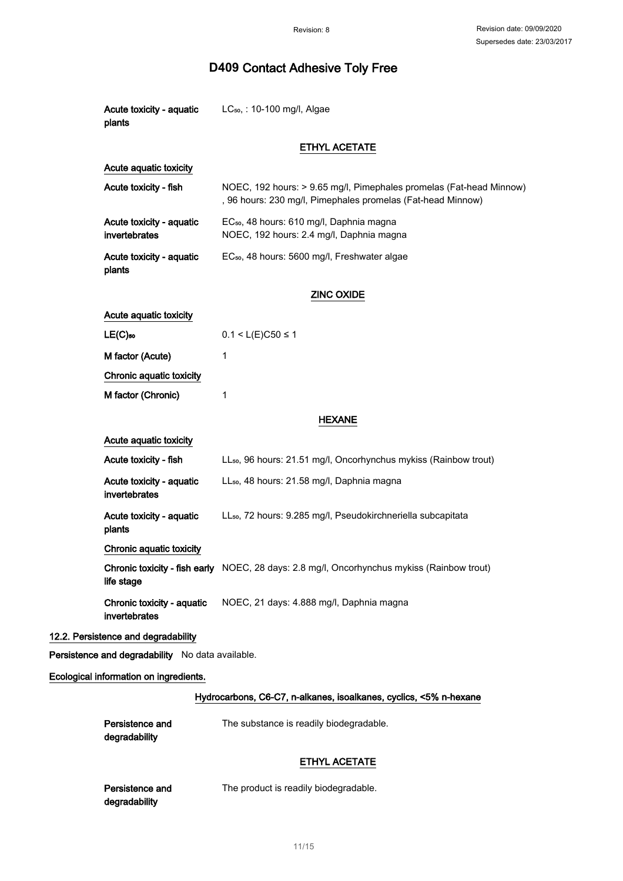| | |
|---|---|
| Acute toxicity - aquatic plants | $LC_{50}$, : 10-100 mg/l, Algae |

### ETHYL ACETATE

| | |
|---|---|
| **Acute aquatic toxicity** | |
| Acute toxicity - fish | NOEC, 192 hours: > 9.65 mg/l, Pimephales promelas (Fat-head Minnow) , 96 hours: 230 mg/l, Pimephales promelas (Fat-head Minnow) |
| Acute toxicity - aquatic invertebrates | $EC_{50}$, 48 hours: 610 mg/l, Daphnia magna<br>NOEC, 192 hours: 2.4 mg/l, Daphnia magna |
| Acute toxicity - aquatic plants | $EC_{50}$, 48 hours: 5600 mg/l, Freshwater algae |

### ZINC OXIDE

| | |
|---|---|
| **Acute aquatic toxicity** | |
| $LE(C)_{50}$ | $0.1 < L(E)C50 \leq 1$ |
| M factor (Acute) | 1 |
| **Chronic aquatic toxicity** | |
| M factor (Chronic) | 1 |

### HEXANE

| | |
|---|---|
| **Acute aquatic toxicity** | |
| Acute toxicity - fish | $LL_{50}$, 96 hours: 21.51 mg/l, Oncorhynchus mykiss (Rainbow trout) |
| Acute toxicity - aquatic invertebrates | $LL_{50}$, 48 hours: 21.58 mg/l, Daphnia magna |
| Acute toxicity - aquatic plants | $LL_{50}$, 72 hours: 9.285 mg/l, Pseudokirchneriella subcapitata |
| **Chronic aquatic toxicity** | |
| Chronic toxicity - fish early life stage | NOEC, 28 days: 2.8 mg/l, Oncorhynchus mykiss (Rainbow trout) |
| Chronic toxicity - aquatic invertebrates | NOEC, 21 days: 4.888 mg/l, Daphnia magna |

## 12.2. Persistence and degradability

**Persistence and degradability** No data available.

**Ecological information on ingredients.**

### Hydrocarbons, C6-C7, n-alkanes, isoalkanes, cyclics, <5% n-hexane

| | |
|---|---|
| Persistence and degradability | The substance is readily biodegradable. |

### ETHYL ACETATE

| | |
|---|---|
| Persistence and degradability | The product is readily biodegradable. |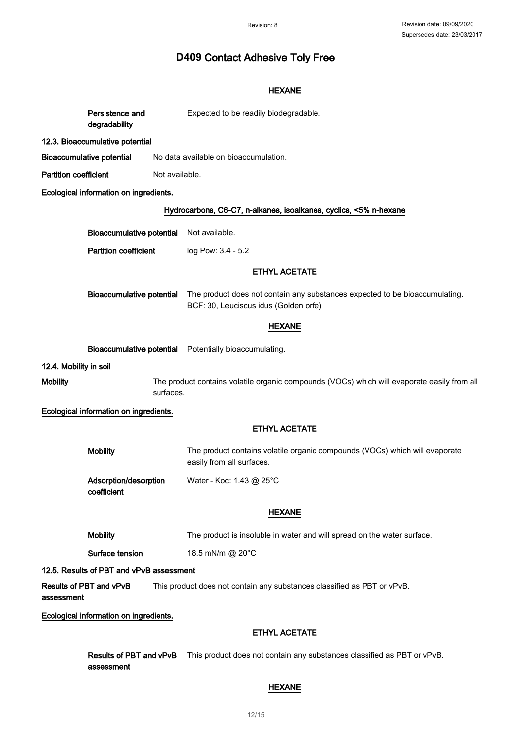# D409 Contact Adhesive Toly Free

**HEXANE**

**Persistence and degradability** Expected to be readily biodegradable.

## 12.3. Bioaccumulative potential

**Bioaccumulative potential** No data available on bioaccumulation.

**Partition coefficient** Not available.

**Ecological information on ingredients.**

**Hydrocarbons, C6-C7, n-alkanes, isoalkanes, cyclics, <5% n-hexane**

**Bioaccumulative potential** Not available.

**Partition coefficient** log Pow: 3.4 - 5.2

**ETHYL ACETATE**

**Bioaccumulative potential** The product does not contain any substances expected to be bioaccumulating. BCF: 30, Leuciscus idus (Golden orfe)

**HEXANE**

**Bioaccumulative potential** Potentially bioaccumulating.

## 12.4. Mobility in soil

**Mobility** The product contains volatile organic compounds (VOCs) which will evaporate easily from all surfaces.

**Ecological information on ingredients.**

**ETHYL ACETATE**

**Mobility** The product contains volatile organic compounds (VOCs) which will evaporate easily from all surfaces.

**Adsorption/desorption coefficient** Water - Koc: 1.43 @ 25°C

**HEXANE**

**Mobility** The product is insoluble in water and will spread on the water surface.

**Surface tension** 18.5 mN/m @ 20°C

## 12.5. Results of PBT and vPvB assessment

**Results of PBT and vPvB assessment** This product does not contain any substances classified as PBT or vPvB.

**Ecological information on ingredients.**

**ETHYL ACETATE**

**Results of PBT and vPvB assessment** This product does not contain any substances classified as PBT or vPvB.

**HEXANE**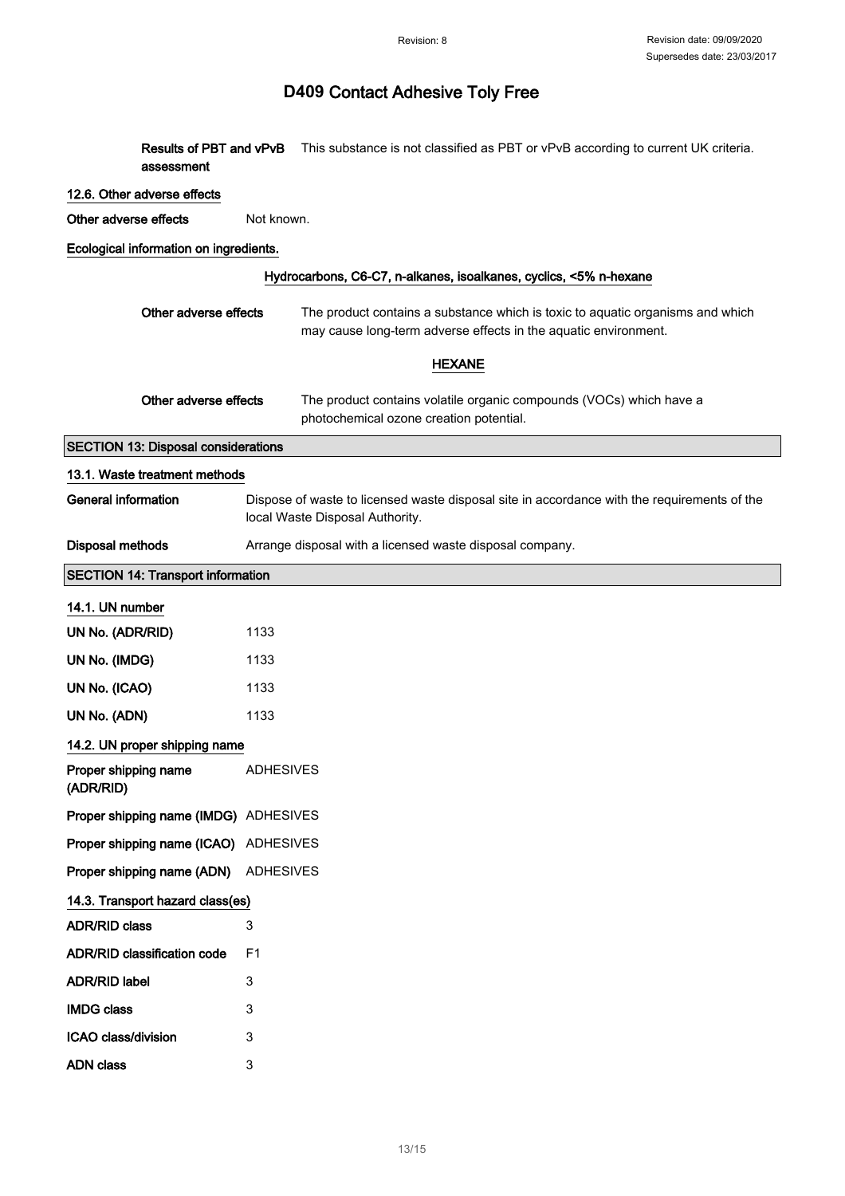**Results of PBT and vPvB assessment** This substance is not classified as PBT or vPvB according to current UK criteria.

### 12.6. Other adverse effects

**Other adverse effects** Not known.

**Ecological information on ingredients.**

**Hydrocarbons, C6-C7, n-alkanes, isoalkanes, cyclics, <5% n-hexane**

**Other adverse effects** The product contains a substance which is toxic to aquatic organisms and which may cause long-term adverse effects in the aquatic environment.

**HEXANE**

**Other adverse effects** The product contains volatile organic compounds (VOCs) which have a photochemical ozone creation potential.

## SECTION 13: Disposal considerations

### 13.1. Waste treatment methods

**General information** Dispose of waste to licensed waste disposal site in accordance with the requirements of the local Waste Disposal Authority.

**Disposal methods** Arrange disposal with a licensed waste disposal company.

## SECTION 14: Transport information

### 14.1. UN number

| | |
|---|---|
| **UN No. (ADR/RID)** | 1133 |
| **UN No. (IMDG)** | 1133 |
| **UN No. (ICAO)** | 1133 |
| **UN No. (ADN)** | 1133 |

### 14.2. UN proper shipping name

| | |
|---|---|
| **Proper shipping name (ADR/RID)** | ADHESIVES |
| **Proper shipping name (IMDG)** | ADHESIVES |
| **Proper shipping name (ICAO)** | ADHESIVES |
| **Proper shipping name (ADN)** | ADHESIVES |

### 14.3. Transport hazard class(es)

| | |
|---|---|
| **ADR/RID class** | 3 |
| **ADR/RID classification code** | F1 |
| **ADR/RID label** | 3 |
| **IMDG class** | 3 |
| **ICAO class/division** | 3 |
| **ADN class** | 3 |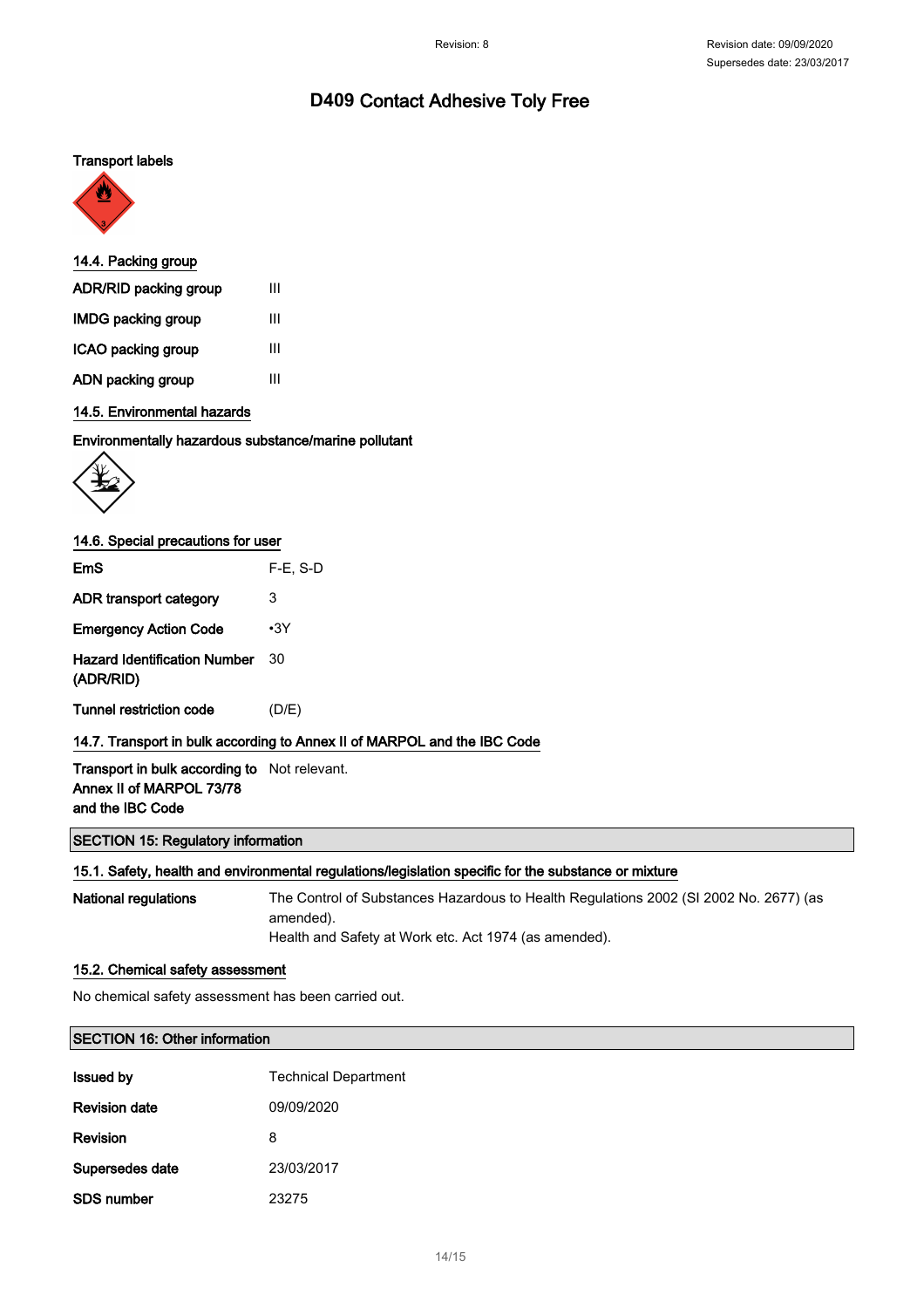**Transport labels**

### 14.4. Packing group

| | |
|---|---|
| **ADR/RID packing group** | III |
| **IMDG packing group** | III |
| **ICAO packing group** | III |
| **ADN packing group** | III |

### 14.5. Environmental hazards

**Environmentally hazardous substance/marine pollutant**

### 14.6. Special precautions for user

| | |
|---|---|
| **EmS** | F-E, S-D |
| **ADR transport category** | 3 |
| **Emergency Action Code** | •3Y |
| **Hazard Identification Number (ADR/RID)** | 30 |
| **Tunnel restriction code** | (D/E) |

### 14.7. Transport in bulk according to Annex II of MARPOL and the IBC Code

| | |
|---|---|
| **Transport in bulk according to Annex II of MARPOL 73/78 and the IBC Code** | Not relevant. |

## SECTION 15: Regulatory information

### 15.1. Safety, health and environmental regulations/legislation specific for the substance or mixture

**National regulations**

The Control of Substances Hazardous to Health Regulations 2002 (SI 2002 No. 2677) (as amended).
Health and Safety at Work etc. Act 1974 (as amended).

### 15.2. Chemical safety assessment

No chemical safety assessment has been carried out.

## SECTION 16: Other information

| | |
|---|---|
| **Issued by** | Technical Department |
| **Revision date** | 09/09/2020 |
| **Revision** | 8 |
| **Supersedes date** | 23/03/2017 |
| **SDS number** | 23275 |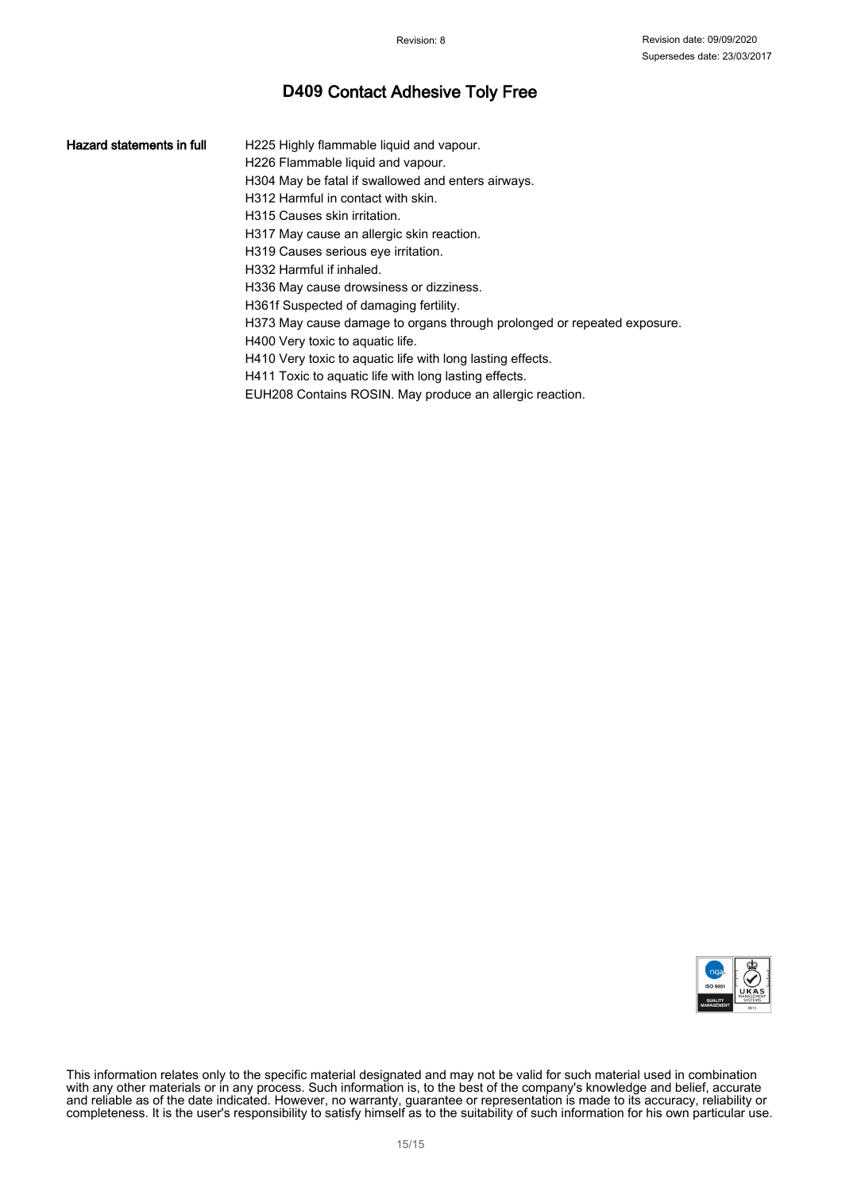**Hazard statements in full**

H225 Highly flammable liquid and vapour.
H226 Flammable liquid and vapour.
H304 May be fatal if swallowed and enters airways.
H312 Harmful in contact with skin.
H315 Causes skin irritation.
H317 May cause an allergic skin reaction.
H319 Causes serious eye irritation.
H332 Harmful if inhaled.
H336 May cause drowsiness or dizziness.
H361f Suspected of damaging fertility.
H373 May cause damage to organs through prolonged or repeated exposure.
H400 Very toxic to aquatic life.
H410 Very toxic to aquatic life with long lasting effects.
H411 Toxic to aquatic life with long lasting effects.
EUH208 Contains ROSIN. May produce an allergic reaction.

This information relates only to the specific material designated and may not be valid for such material used in combination with any other materials or in any process. Such information is, to the best of the company's knowledge and belief, accurate and reliable as of the date indicated. However, no warranty, guarantee or representation is made to its accuracy, reliability or completeness. It is the user's responsibility to satisfy himself as to the suitability of such information for his own particular use.